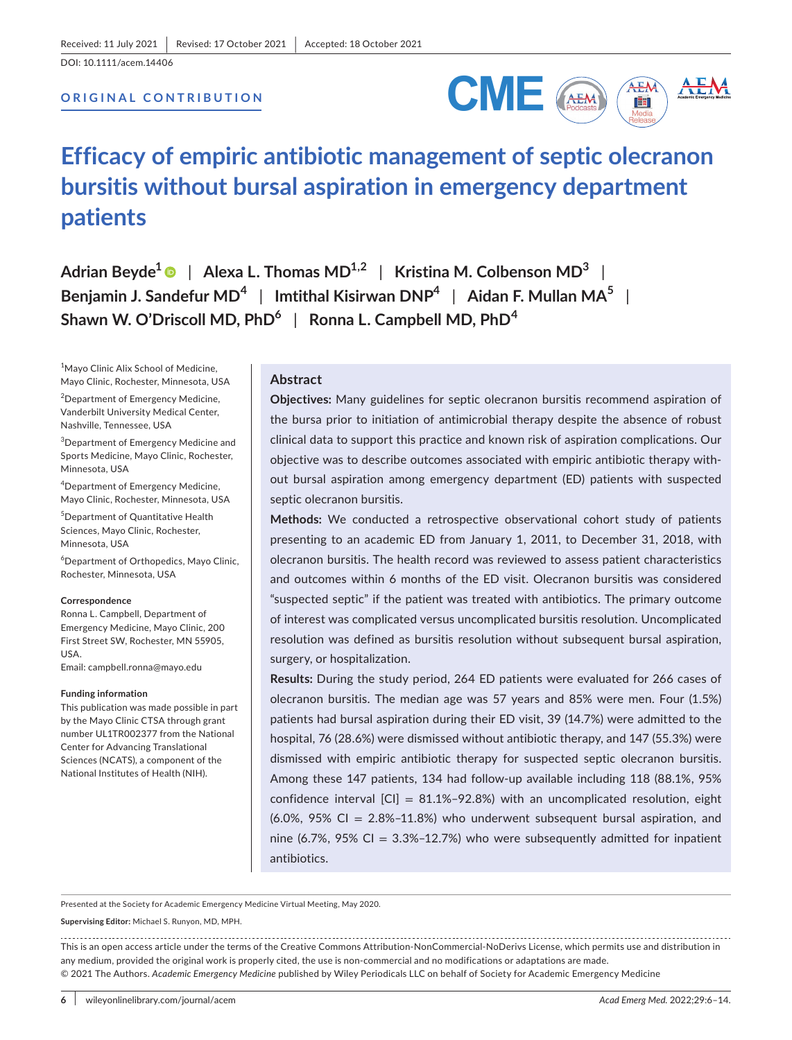Received: 11 July 2021 | Revised: 17 October 2021 | Accepted: 18 October 2021

DOI: 10.1111/acem.14406

**ORIGINAL CONTRIBUTION**

# Efficacy of empiric antibiotic management of septic olecranon bursitis without bursal aspiration in emergency department patients

**Adrian Beyde[1] | Alexa L. Thomas MD[1,2] | Kristina M. Colbenson MD[3] | Benjamin J. Sandefur MD[4] | Imtithal Kisirwan DNP[4] | Aidan F. Mullan MA[5] | Shawn W. O'Driscoll MD, PhD[6] | Ronna L. Campbell MD, PhD[4]**

[1]Mayo Clinic Alix School of Medicine, Mayo Clinic, Rochester, Minnesota, USA

[2]Department of Emergency Medicine, Vanderbilt University Medical Center, Nashville, Tennessee, USA

[3]Department of Emergency Medicine and Sports Medicine, Mayo Clinic, Rochester, Minnesota, USA

[4]Department of Emergency Medicine, Mayo Clinic, Rochester, Minnesota, USA

[5]Department of Quantitative Health Sciences, Mayo Clinic, Rochester, Minnesota, USA

[6]Department of Orthopedics, Mayo Clinic, Rochester, Minnesota, USA

**Correspondence**

Ronna L. Campbell, Department of Emergency Medicine, Mayo Clinic, 200 First Street SW, Rochester, MN 55905, USA.
Email: campbell.ronna@mayo.edu

**Funding information**

This publication was made possible in part by the Mayo Clinic CTSA through grant number UL1TR002377 from the National Center for Advancing Translational Sciences (NCATS), a component of the National Institutes of Health (NIH).

## Abstract

**Objectives:** Many guidelines for septic olecranon bursitis recommend aspiration of the bursa prior to initiation of antimicrobial therapy despite the absence of robust clinical data to support this practice and known risk of aspiration complications. Our objective was to describe outcomes associated with empiric antibiotic therapy without bursal aspiration among emergency department (ED) patients with suspected septic olecranon bursitis.

**Methods:** We conducted a retrospective observational cohort study of patients presenting to an academic ED from January 1, 2011, to December 31, 2018, with olecranon bursitis. The health record was reviewed to assess patient characteristics and outcomes within 6 months of the ED visit. Olecranon bursitis was considered "suspected septic" if the patient was treated with antibiotics. The primary outcome of interest was complicated versus uncomplicated bursitis resolution. Uncomplicated resolution was defined as bursitis resolution without subsequent bursal aspiration, surgery, or hospitalization.

**Results:** During the study period, 264 ED patients were evaluated for 266 cases of olecranon bursitis. The median age was 57 years and 85% were men. Four (1.5%) patients had bursal aspiration during their ED visit, 39 (14.7%) were admitted to the hospital, 76 (28.6%) were dismissed without antibiotic therapy, and 147 (55.3%) were dismissed with empiric antibiotic therapy for suspected septic olecranon bursitis. Among these 147 patients, 134 had follow-up available including 118 (88.1%, 95% confidence interval [CI] = 81.1%–92.8%) with an uncomplicated resolution, eight (6.0%, 95% CI = 2.8%–11.8%) who underwent subsequent bursal aspiration, and nine (6.7%, 95% CI = 3.3%–12.7%) who were subsequently admitted for inpatient antibiotics.

Presented at the Society for Academic Emergency Medicine Virtual Meeting, May 2020.

**Supervising Editor:** Michael S. Runyon, MD, MPH.

This is an open access article under the terms of the Creative Commons Attribution-NonCommercial-NoDerivs License, which permits use and distribution in any medium, provided the original work is properly cited, the use is non-commercial and no modifications or adaptations are made.
© 2021 The Authors. *Academic Emergency Medicine* published by Wiley Periodicals LLC on behalf of Society for Academic Emergency Medicine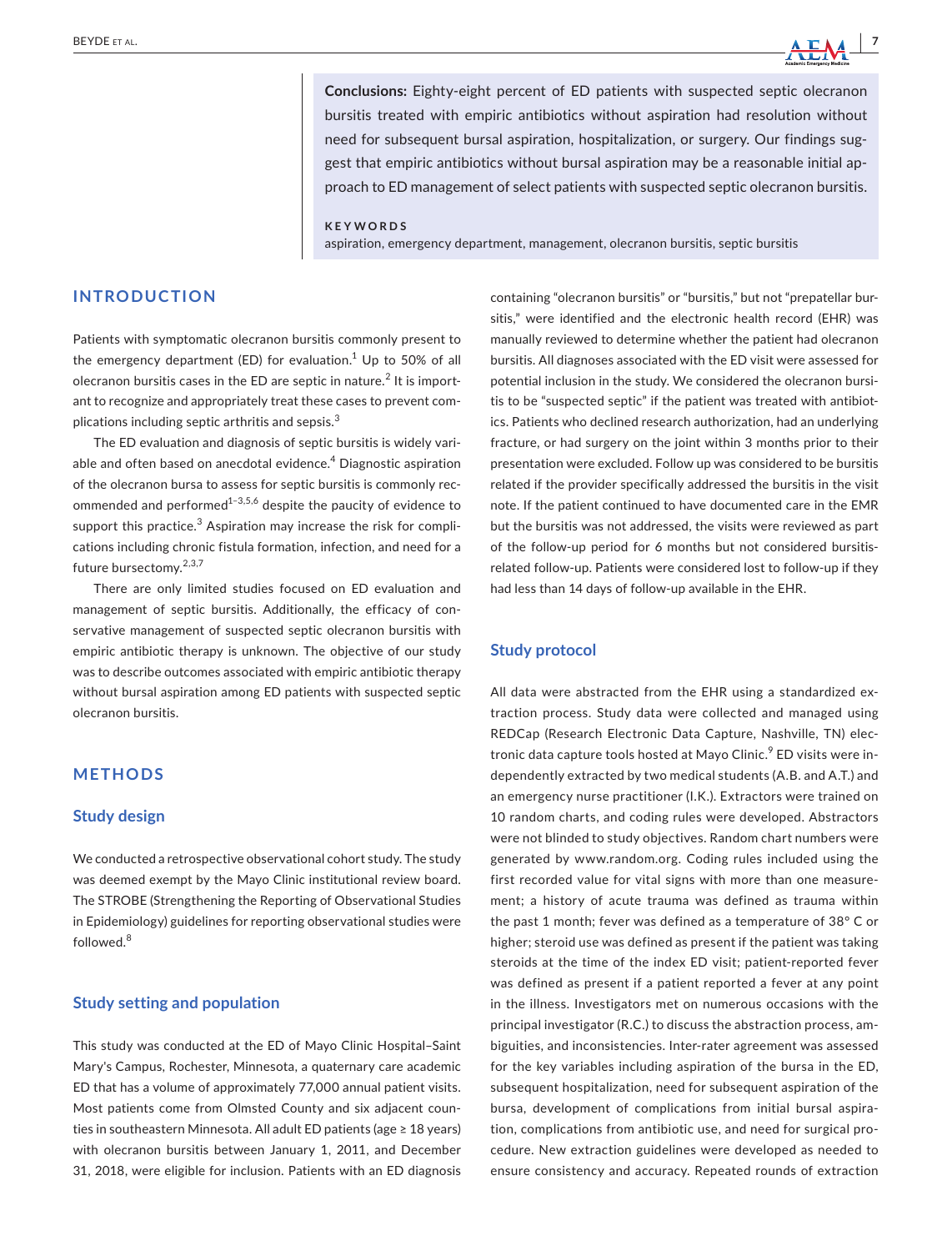**Conclusions:** Eighty-eight percent of ED patients with suspected septic olecranon bursitis treated with empiric antibiotics without aspiration had resolution without need for subsequent bursal aspiration, hospitalization, or surgery. Our findings suggest that empiric antibiotics without bursal aspiration may be a reasonable initial approach to ED management of select patients with suspected septic olecranon bursitis.

**KEYWORDS**

aspiration, emergency department, management, olecranon bursitis, septic bursitis

## INTRODUCTION

Patients with symptomatic olecranon bursitis commonly present to the emergency department (ED) for evaluation.[1] Up to 50% of all olecranon bursitis cases in the ED are septic in nature.[2] It is important to recognize and appropriately treat these cases to prevent complications including septic arthritis and sepsis.[3]

The ED evaluation and diagnosis of septic bursitis is widely variable and often based on anecdotal evidence.[4] Diagnostic aspiration of the olecranon bursa to assess for septic bursitis is commonly recommended and performed[1–3,5,6] despite the paucity of evidence to support this practice.[3] Aspiration may increase the risk for complications including chronic fistula formation, infection, and need for a future bursectomy.[2,3,7]

There are only limited studies focused on ED evaluation and management of septic bursitis. Additionally, the efficacy of conservative management of suspected septic olecranon bursitis with empiric antibiotic therapy is unknown. The objective of our study was to describe outcomes associated with empiric antibiotic therapy without bursal aspiration among ED patients with suspected septic olecranon bursitis.

## METHODS

### Study design

We conducted a retrospective observational cohort study. The study was deemed exempt by the Mayo Clinic institutional review board. The STROBE (Strengthening the Reporting of Observational Studies in Epidemiology) guidelines for reporting observational studies were followed.[8]

### Study setting and population

This study was conducted at the ED of Mayo Clinic Hospital–Saint Mary's Campus, Rochester, Minnesota, a quaternary care academic ED that has a volume of approximately 77,000 annual patient visits. Most patients come from Olmsted County and six adjacent counties in southeastern Minnesota. All adult ED patients (age ≥ 18 years) with olecranon bursitis between January 1, 2011, and December 31, 2018, were eligible for inclusion. Patients with an ED diagnosis containing "olecranon bursitis" or "bursitis," but not "prepatellar bursitis," were identified and the electronic health record (EHR) was manually reviewed to determine whether the patient had olecranon bursitis. All diagnoses associated with the ED visit were assessed for potential inclusion in the study. We considered the olecranon bursitis to be "suspected septic" if the patient was treated with antibiotics. Patients who declined research authorization, had an underlying fracture, or had surgery on the joint within 3 months prior to their presentation were excluded. Follow up was considered to be bursitis related if the provider specifically addressed the bursitis in the visit note. If the patient continued to have documented care in the EMR but the bursitis was not addressed, the visits were reviewed as part of the follow-up period for 6 months but not considered bursitis-related follow-up. Patients were considered lost to follow-up if they had less than 14 days of follow-up available in the EHR.

### Study protocol

All data were abstracted from the EHR using a standardized extraction process. Study data were collected and managed using REDCap (Research Electronic Data Capture, Nashville, TN) electronic data capture tools hosted at Mayo Clinic.[9] ED visits were independently extracted by two medical students (A.B. and A.T.) and an emergency nurse practitioner (I.K.). Extractors were trained on 10 random charts, and coding rules were developed. Abstractors were not blinded to study objectives. Random chart numbers were generated by www.random.org. Coding rules included using the first recorded value for vital signs with more than one measurement; a history of acute trauma was defined as trauma within the past 1 month; fever was defined as a temperature of 38° C or higher; steroid use was defined as present if the patient was taking steroids at the time of the index ED visit; patient-reported fever was defined as present if a patient reported a fever at any point in the illness. Investigators met on numerous occasions with the principal investigator (R.C.) to discuss the abstraction process, ambiguities, and inconsistencies. Inter-rater agreement was assessed for the key variables including aspiration of the bursa in the ED, subsequent hospitalization, need for subsequent aspiration of the bursa, development of complications from initial bursal aspiration, complications from antibiotic use, and need for surgical procedure. New extraction guidelines were developed as needed to ensure consistency and accuracy. Repeated rounds of extraction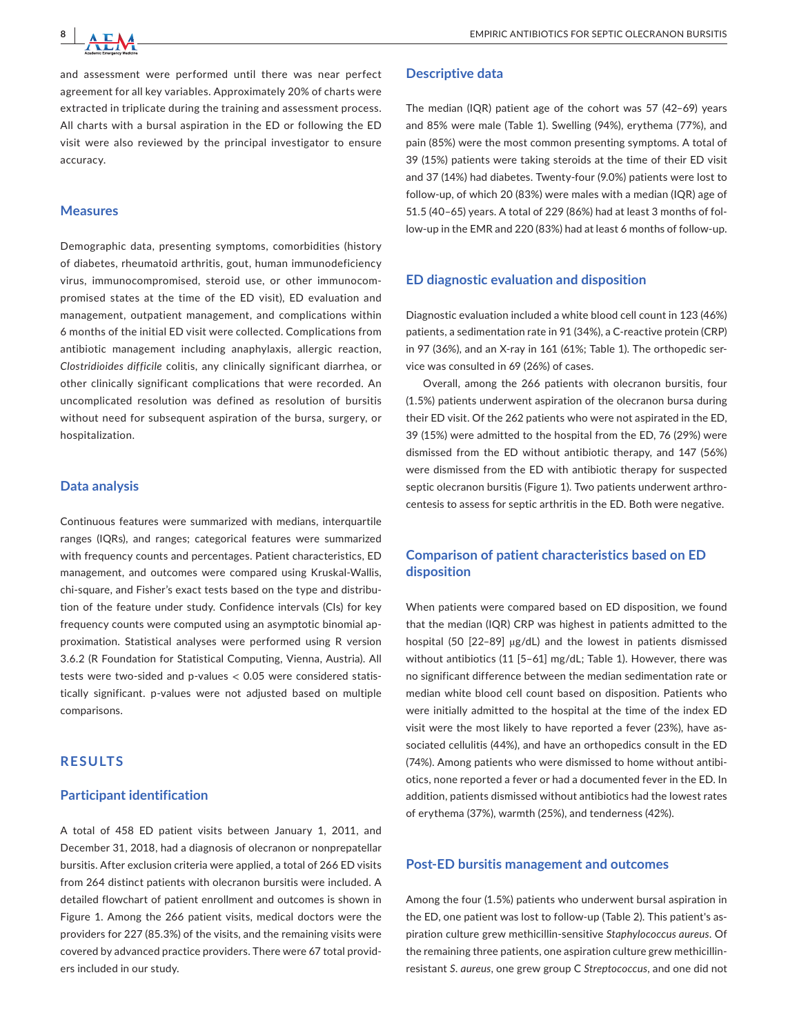and assessment were performed until there was near perfect agreement for all key variables. Approximately 20% of charts were extracted in triplicate during the training and assessment process. All charts with a bursal aspiration in the ED or following the ED visit were also reviewed by the principal investigator to ensure accuracy.

### Measures

Demographic data, presenting symptoms, comorbidities (history of diabetes, rheumatoid arthritis, gout, human immunodeficiency virus, immunocompromised, steroid use, or other immunocompromised states at the time of the ED visit), ED evaluation and management, outpatient management, and complications within 6 months of the initial ED visit were collected. Complications from antibiotic management including anaphylaxis, allergic reaction, *Clostridioides difficile* colitis, any clinically significant diarrhea, or other clinically significant complications that were recorded. An uncomplicated resolution was defined as resolution of bursitis without need for subsequent aspiration of the bursa, surgery, or hospitalization.

### Data analysis

Continuous features were summarized with medians, interquartile ranges (IQRs), and ranges; categorical features were summarized with frequency counts and percentages. Patient characteristics, ED management, and outcomes were compared using Kruskal-Wallis, chi-square, and Fisher's exact tests based on the type and distribution of the feature under study. Confidence intervals (CIs) for key frequency counts were computed using an asymptotic binomial approximation. Statistical analyses were performed using R version 3.6.2 (R Foundation for Statistical Computing, Vienna, Austria). All tests were two-sided and p-values < 0.05 were considered statistically significant. p-values were not adjusted based on multiple comparisons.

## RESULTS

### Participant identification

A total of 458 ED patient visits between January 1, 2011, and December 31, 2018, had a diagnosis of olecranon or nonprepatellar bursitis. After exclusion criteria were applied, a total of 266 ED visits from 264 distinct patients with olecranon bursitis were included. A detailed flowchart of patient enrollment and outcomes is shown in Figure 1. Among the 266 patient visits, medical doctors were the providers for 227 (85.3%) of the visits, and the remaining visits were covered by advanced practice providers. There were 67 total providers included in our study.

### Descriptive data

The median (IQR) patient age of the cohort was 57 (42–69) years and 85% were male (Table 1). Swelling (94%), erythema (77%), and pain (85%) were the most common presenting symptoms. A total of 39 (15%) patients were taking steroids at the time of their ED visit and 37 (14%) had diabetes. Twenty-four (9.0%) patients were lost to follow-up, of which 20 (83%) were males with a median (IQR) age of 51.5 (40–65) years. A total of 229 (86%) had at least 3 months of follow-up in the EMR and 220 (83%) had at least 6 months of follow-up.

### ED diagnostic evaluation and disposition

Diagnostic evaluation included a white blood cell count in 123 (46%) patients, a sedimentation rate in 91 (34%), a C-reactive protein (CRP) in 97 (36%), and an X-ray in 161 (61%; Table 1). The orthopedic service was consulted in 69 (26%) of cases.

Overall, among the 266 patients with olecranon bursitis, four (1.5%) patients underwent aspiration of the olecranon bursa during their ED visit. Of the 262 patients who were not aspirated in the ED, 39 (15%) were admitted to the hospital from the ED, 76 (29%) were dismissed from the ED without antibiotic therapy, and 147 (56%) were dismissed from the ED with antibiotic therapy for suspected septic olecranon bursitis (Figure 1). Two patients underwent arthrocentesis to assess for septic arthritis in the ED. Both were negative.

### Comparison of patient characteristics based on ED disposition

When patients were compared based on ED disposition, we found that the median (IQR) CRP was highest in patients admitted to the hospital (50 [22–89] μg/dL) and the lowest in patients dismissed without antibiotics (11 [5–61] mg/dL; Table 1). However, there was no significant difference between the median sedimentation rate or median white blood cell count based on disposition. Patients who were initially admitted to the hospital at the time of the index ED visit were the most likely to have reported a fever (23%), have associated cellulitis (44%), and have an orthopedics consult in the ED (74%). Among patients who were dismissed to home without antibiotics, none reported a fever or had a documented fever in the ED. In addition, patients dismissed without antibiotics had the lowest rates of erythema (37%), warmth (25%), and tenderness (42%).

### Post-ED bursitis management and outcomes

Among the four (1.5%) patients who underwent bursal aspiration in the ED, one patient was lost to follow-up (Table 2). This patient's aspiration culture grew methicillin-sensitive *Staphylococcus aureus*. Of the remaining three patients, one aspiration culture grew methicillin-resistant *S. aureus*, one grew group C *Streptococcus*, and one did not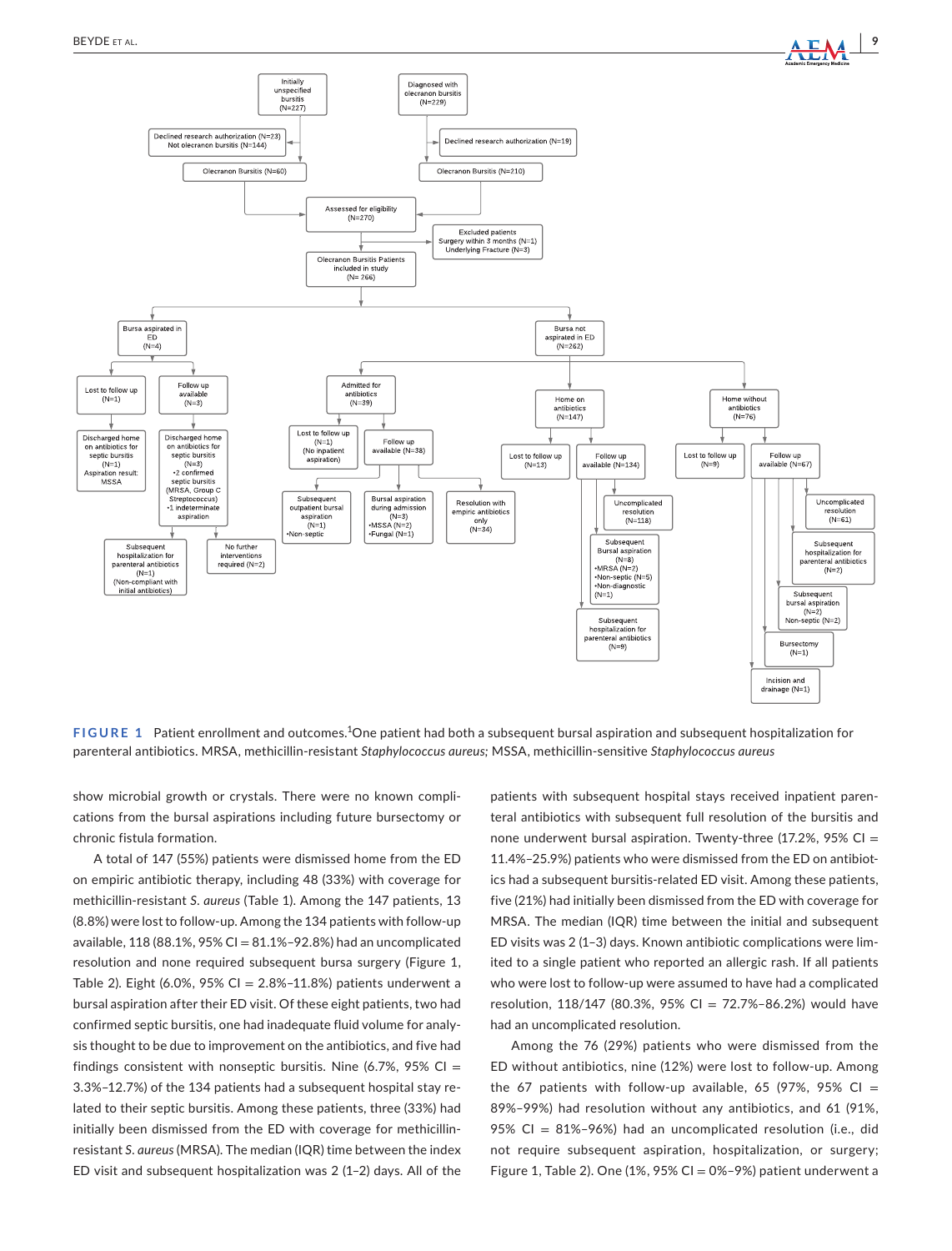**FIGURE 1** Patient enrollment and outcomes.[1]One patient had both a subsequent bursal aspiration and subsequent hospitalization for parenteral antibiotics. MRSA, methicillin-resistant *Staphylococcus aureus;* MSSA, methicillin-sensitive *Staphylococcus aureus*

show microbial growth or crystals. There were no known complications from the bursal aspirations including future bursectomy or chronic fistula formation.

A total of 147 (55%) patients were dismissed home from the ED on empiric antibiotic therapy, including 48 (33%) with coverage for methicillin-resistant *S. aureus* (Table 1). Among the 147 patients, 13 (8.8%) were lost to follow-up. Among the 134 patients with follow-up available, 118 (88.1%, 95% CI = 81.1%–92.8%) had an uncomplicated resolution and none required subsequent bursa surgery (Figure 1, Table 2). Eight (6.0%, 95% CI = 2.8%–11.8%) patients underwent a bursal aspiration after their ED visit. Of these eight patients, two had confirmed septic bursitis, one had inadequate fluid volume for analysis thought to be due to improvement on the antibiotics, and five had findings consistent with nonseptic bursitis. Nine (6.7%, 95% CI = 3.3%–12.7%) of the 134 patients had a subsequent hospital stay related to their septic bursitis. Among these patients, three (33%) had initially been dismissed from the ED with coverage for methicillin-resistant *S. aureus* (MRSA). The median (IQR) time between the index ED visit and subsequent hospitalization was 2 (1–2) days. All of the patients with subsequent hospital stays received inpatient parenteral antibiotics with subsequent full resolution of the bursitis and none underwent bursal aspiration. Twenty-three (17.2%, 95% CI = 11.4%–25.9%) patients who were dismissed from the ED on antibiotics had a subsequent bursitis-related ED visit. Among these patients, five (21%) had initially been dismissed from the ED with coverage for MRSA. The median (IQR) time between the initial and subsequent ED visits was 2 (1–3) days. Known antibiotic complications were limited to a single patient who reported an allergic rash. If all patients who were lost to follow-up were assumed to have had a complicated resolution, 118/147 (80.3%, 95% CI = 72.7%–86.2%) would have had an uncomplicated resolution.

Among the 76 (29%) patients who were dismissed from the ED without antibiotics, nine (12%) were lost to follow-up. Among the 67 patients with follow-up available, 65 (97%, 95% CI = 89%–99%) had resolution without any antibiotics, and 61 (91%, 95% CI = 81%–96%) had an uncomplicated resolution (i.e., did not require subsequent aspiration, hospitalization, or surgery; Figure 1, Table 2). One (1%, 95% CI = 0%–9%) patient underwent a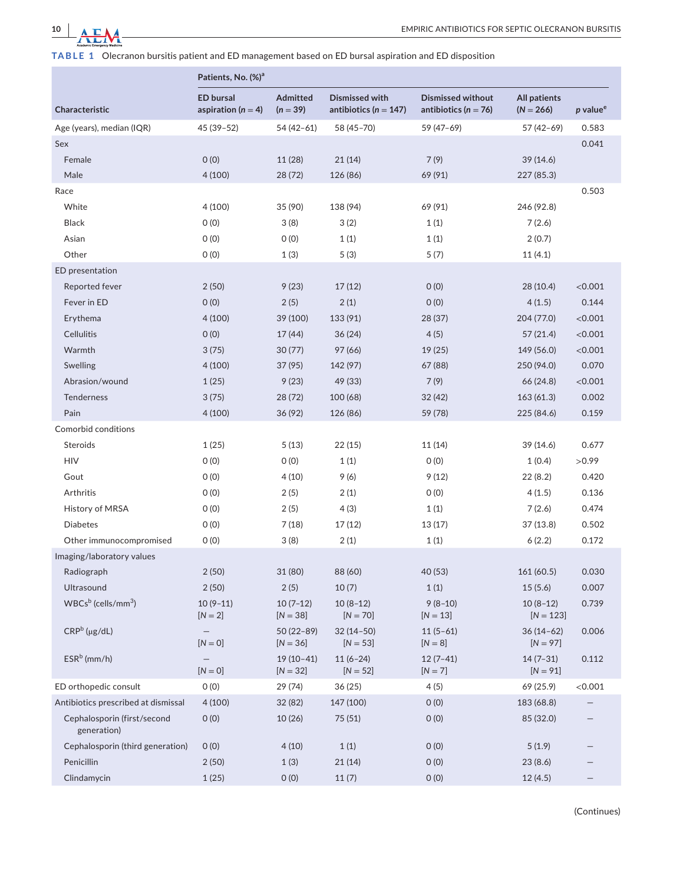**TABLE 1** Olecranon bursitis patient and ED management based on ED bursal aspiration and ED disposition

| Characteristic | Patients, No. (%)[a] | | | | | |
|---|---|---|---|---|---|---|
| | ED bursal aspiration ($n = 4$) | Admitted ($n = 39$) | Dismissed with antibiotics ($n = 147$) | Dismissed without antibiotics ($n = 76$) | All patients ($N = 266$) | $p$ value[e] |
| Age (years), median (IQR) | 45 (39–52) | 54 (42–61) | 58 (45–70) | 59 (47–69) | 57 (42–69) | 0.583 |
| Sex | | | | | | 0.041 |
| Female | 0 (0) | 11 (28) | 21 (14) | 7 (9) | 39 (14.6) | |
| Male | 4 (100) | 28 (72) | 126 (86) | 69 (91) | 227 (85.3) | |
| Race | | | | | | 0.503 |
| White | 4 (100) | 35 (90) | 138 (94) | 69 (91) | 246 (92.8) | |
| Black | 0 (0) | 3 (8) | 3 (2) | 1 (1) | 7 (2.6) | |
| Asian | 0 (0) | 0 (0) | 1 (1) | 1 (1) | 2 (0.7) | |
| Other | 0 (0) | 1 (3) | 5 (3) | 5 (7) | 11 (4.1) | |
| ED presentation | | | | | | |
| Reported fever | 2 (50) | 9 (23) | 17 (12) | 0 (0) | 28 (10.4) | <0.001 |
| Fever in ED | 0 (0) | 2 (5) | 2 (1) | 0 (0) | 4 (1.5) | 0.144 |
| Erythema | 4 (100) | 39 (100) | 133 (91) | 28 (37) | 204 (77.0) | <0.001 |
| Cellulitis | 0 (0) | 17 (44) | 36 (24) | 4 (5) | 57 (21.4) | <0.001 |
| Warmth | 3 (75) | 30 (77) | 97 (66) | 19 (25) | 149 (56.0) | <0.001 |
| Swelling | 4 (100) | 37 (95) | 142 (97) | 67 (88) | 250 (94.0) | 0.070 |
| Abrasion/wound | 1 (25) | 9 (23) | 49 (33) | 7 (9) | 66 (24.8) | <0.001 |
| Tenderness | 3 (75) | 28 (72) | 100 (68) | 32 (42) | 163 (61.3) | 0.002 |
| Pain | 4 (100) | 36 (92) | 126 (86) | 59 (78) | 225 (84.6) | 0.159 |
| Comorbid conditions | | | | | | |
| Steroids | 1 (25) | 5 (13) | 22 (15) | 11 (14) | 39 (14.6) | 0.677 |
| HIV | 0 (0) | 0 (0) | 1 (1) | 0 (0) | 1 (0.4) | >0.99 |
| Gout | 0 (0) | 4 (10) | 9 (6) | 9 (12) | 22 (8.2) | 0.420 |
| Arthritis | 0 (0) | 2 (5) | 2 (1) | 0 (0) | 4 (1.5) | 0.136 |
| History of MRSA | 0 (0) | 2 (5) | 4 (3) | 1 (1) | 7 (2.6) | 0.474 |
| Diabetes | 0 (0) | 7 (18) | 17 (12) | 13 (17) | 37 (13.8) | 0.502 |
| Other immunocompromised | 0 (0) | 3 (8) | 2 (1) | 1 (1) | 6 (2.2) | 0.172 |
| Imaging/laboratory values | | | | | | |
| Radiograph | 2 (50) | 31 (80) | 88 (60) | 40 (53) | 161 (60.5) | 0.030 |
| Ultrasound | 2 (50) | 2 (5) | 10 (7) | 1 (1) | 15 (5.6) | 0.007 |
| WBCs[b] (cells/$mm^3$) | 10 (9–11) [N = 2] | 10 (7–12) [N = 38] | 10 (8–12) [N = 70] | 9 (8–10) [N = 13] | 10 (8–12) [N = 123] | 0.739 |
| CRP[b] (μg/dL) | — [N = 0] | 50 (22–89) [N = 36] | 32 (14–50) [N = 53] | 11 (5–61) [N = 8] | 36 (14–62) [N = 97] | 0.006 |
| ESR[b] (mm/h) | — [N = 0] | 19 (10–41) [N = 32] | 11 (6–24) [N = 52] | 12 (7–41) [N = 7] | 14 (7–31) [N = 91] | 0.112 |
| ED orthopedic consult | 0 (0) | 29 (74) | 36 (25) | 4 (5) | 69 (25.9) | <0.001 |
| Antibiotics prescribed at dismissal | 4 (100) | 32 (82) | 147 (100) | 0 (0) | 183 (68.8) | — |
| Cephalosporin (first/second generation) | 0 (0) | 10 (26) | 75 (51) | 0 (0) | 85 (32.0) | — |
| Cephalosporin (third generation) | 0 (0) | 4 (10) | 1 (1) | 0 (0) | 5 (1.9) | — |
| Penicillin | 2 (50) | 1 (3) | 21 (14) | 0 (0) | 23 (8.6) | — |
| Clindamycin | 1 (25) | 0 (0) | 11 (7) | 0 (0) | 12 (4.5) | — |

(Continues)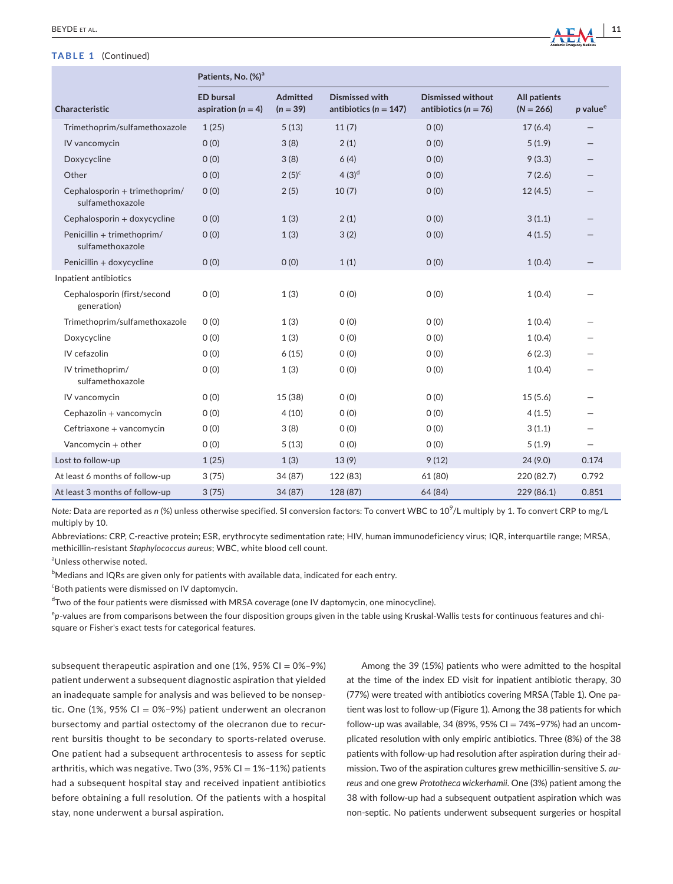**TABLE 1** (Continued)

| Characteristic | Patients, No. (%)[a] | | | | | |
|---|---|---|---|---|---|---|
| | ED bursal aspiration ($n = 4$) | Admitted ($n = 39$) | Dismissed with antibiotics ($n = 147$) | Dismissed without antibiotics ($n = 76$) | All patients ($N = 266$) | p value[e] |
| Trimethoprim/sulfamethoxazole | 1 (25) | 5 (13) | 11 (7) | 0 (0) | 17 (6.4) | — |
| IV vancomycin | 0 (0) | 3 (8) | 2 (1) | 0 (0) | 5 (1.9) | — |
| Doxycycline | 0 (0) | 3 (8) | 6 (4) | 0 (0) | 9 (3.3) | — |
| Other | 0 (0) | 2 (5)[c] | 4 (3)[d] | 0 (0) | 7 (2.6) | — |
| Cephalosporin + trimethoprim/sulfamethoxazole | 0 (0) | 2 (5) | 10 (7) | 0 (0) | 12 (4.5) | — |
| Cephalosporin + doxycycline | 0 (0) | 1 (3) | 2 (1) | 0 (0) | 3 (1.1) | — |
| Penicillin + trimethoprim/sulfamethoxazole | 0 (0) | 1 (3) | 3 (2) | 0 (0) | 4 (1.5) | — |
| Penicillin + doxycycline | 0 (0) | 0 (0) | 1 (1) | 0 (0) | 1 (0.4) | — |
| Inpatient antibiotics | | | | | | |
| Cephalosporin (first/second generation) | 0 (0) | 1 (3) | 0 (0) | 0 (0) | 1 (0.4) | — |
| Trimethoprim/sulfamethoxazole | 0 (0) | 1 (3) | 0 (0) | 0 (0) | 1 (0.4) | — |
| Doxycycline | 0 (0) | 1 (3) | 0 (0) | 0 (0) | 1 (0.4) | — |
| IV cefazolin | 0 (0) | 6 (15) | 0 (0) | 0 (0) | 6 (2.3) | — |
| IV trimethoprim/sulfamethoxazole | 0 (0) | 1 (3) | 0 (0) | 0 (0) | 1 (0.4) | — |
| IV vancomycin | 0 (0) | 15 (38) | 0 (0) | 0 (0) | 15 (5.6) | — |
| Cephazolin + vancomycin | 0 (0) | 4 (10) | 0 (0) | 0 (0) | 4 (1.5) | — |
| Ceftriaxone + vancomycin | 0 (0) | 3 (8) | 0 (0) | 0 (0) | 3 (1.1) | — |
| Vancomycin + other | 0 (0) | 5 (13) | 0 (0) | 0 (0) | 5 (1.9) | — |
| Lost to follow-up | 1 (25) | 1 (3) | 13 (9) | 9 (12) | 24 (9.0) | 0.174 |
| At least 6 months of follow-up | 3 (75) | 34 (87) | 122 (83) | 61 (80) | 220 (82.7) | 0.792 |
| At least 3 months of follow-up | 3 (75) | 34 (87) | 128 (87) | 64 (84) | 229 (86.1) | 0.851 |

*Note:* Data are reported as *n* (%) unless otherwise specified. SI conversion factors: To convert WBC to $10^9$/L multiply by 1. To convert CRP to mg/L multiply by 10.

Abbreviations: CRP, C-reactive protein; ESR, erythrocyte sedimentation rate; HIV, human immunodeficiency virus; IQR, interquartile range; MRSA, methicillin-resistant *Staphylococcus aureus*; WBC, white blood cell count.

[a]Unless otherwise noted.

[b]Medians and IQRs are given only for patients with available data, indicated for each entry.

[c]Both patients were dismissed on IV daptomycin.

[d]Two of the four patients were dismissed with MRSA coverage (one IV daptomycin, one minocycline).

[e]*p*-values are from comparisons between the four disposition groups given in the table using Kruskal-Wallis tests for continuous features and chi-square or Fisher's exact tests for categorical features.

subsequent therapeutic aspiration and one (1%, 95% CI = 0%–9%) patient underwent a subsequent diagnostic aspiration that yielded an inadequate sample for analysis and was believed to be nonseptic. One (1%, 95% CI = 0%–9%) patient underwent an olecranon bursectomy and partial ostectomy of the olecranon due to recurrent bursitis thought to be secondary to sports-related overuse. One patient had a subsequent arthrocentesis to assess for septic arthritis, which was negative. Two (3%, 95% CI = 1%–11%) patients had a subsequent hospital stay and received inpatient antibiotics before obtaining a full resolution. Of the patients with a hospital stay, none underwent a bursal aspiration.

Among the 39 (15%) patients who were admitted to the hospital at the time of the index ED visit for inpatient antibiotic therapy, 30 (77%) were treated with antibiotics covering MRSA (Table 1). One patient was lost to follow-up (Figure 1). Among the 38 patients for which follow-up was available, 34 (89%, 95% CI = 74%–97%) had an uncomplicated resolution with only empiric antibiotics. Three (8%) of the 38 patients with follow-up had resolution after aspiration during their admission. Two of the aspiration cultures grew methicillin-sensitive *S. aureus* and one grew *Prototheca wickerhamii*. One (3%) patient among the 38 with follow-up had a subsequent outpatient aspiration which was non-septic. No patients underwent subsequent surgeries or hospital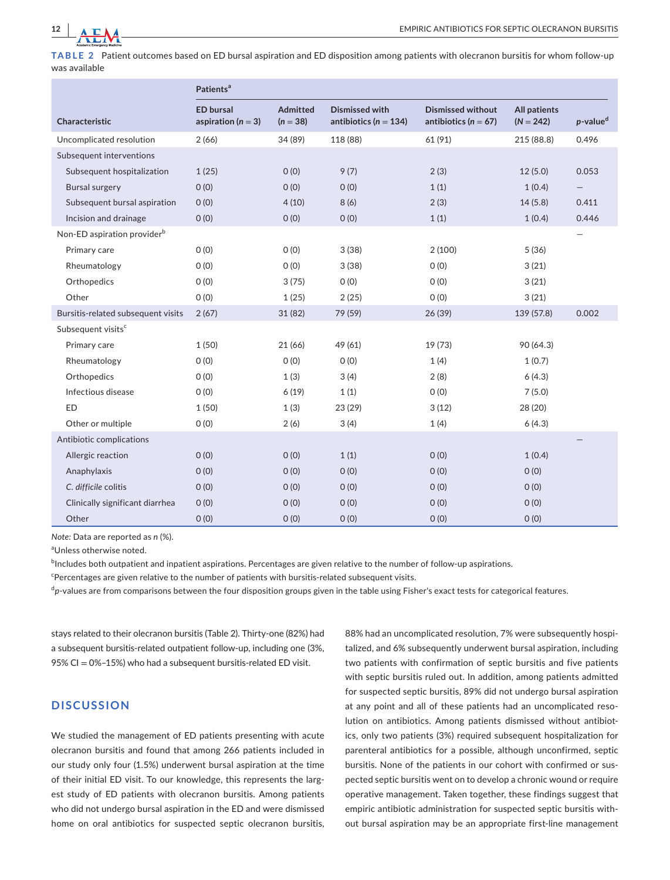**TABLE 2** Patient outcomes based on ED bursal aspiration and ED disposition among patients with olecranon bursitis for whom follow-up was available

| Characteristic | Patients[a] | | | | | |
|---|---|---|---|---|---|---|
| | ED bursal aspiration (n = 3) | Admitted (n = 38) | Dismissed with antibiotics (n = 134) | Dismissed without antibiotics (n = 67) | All patients (N = 242) | p-value[d] |
| Uncomplicated resolution | 2 (66) | 34 (89) | 118 (88) | 61 (91) | 215 (88.8) | 0.496 |
| Subsequent interventions | | | | | | |
| Subsequent hospitalization | 1 (25) | 0 (0) | 9 (7) | 2 (3) | 12 (5.0) | 0.053 |
| Bursal surgery | 0 (0) | 0 (0) | 0 (0) | 1 (1) | 1 (0.4) | — |
| Subsequent bursal aspiration | 0 (0) | 4 (10) | 8 (6) | 2 (3) | 14 (5.8) | 0.411 |
| Incision and drainage | 0 (0) | 0 (0) | 0 (0) | 1 (1) | 1 (0.4) | 0.446 |
| Non-ED aspiration provider[b] | | | | | | — |
| Primary care | 0 (0) | 0 (0) | 3 (38) | 2 (100) | 5 (36) | |
| Rheumatology | 0 (0) | 0 (0) | 3 (38) | 0 (0) | 3 (21) | |
| Orthopedics | 0 (0) | 3 (75) | 0 (0) | 0 (0) | 3 (21) | |
| Other | 0 (0) | 1 (25) | 2 (25) | 0 (0) | 3 (21) | |
| Bursitis-related subsequent visits | 2 (67) | 31 (82) | 79 (59) | 26 (39) | 139 (57.8) | 0.002 |
| Subsequent visits[c] | | | | | | |
| Primary care | 1 (50) | 21 (66) | 49 (61) | 19 (73) | 90 (64.3) | |
| Rheumatology | 0 (0) | 0 (0) | 0 (0) | 1 (4) | 1 (0.7) | |
| Orthopedics | 0 (0) | 1 (3) | 3 (4) | 2 (8) | 6 (4.3) | |
| Infectious disease | 0 (0) | 6 (19) | 1 (1) | 0 (0) | 7 (5.0) | |
| ED | 1 (50) | 1 (3) | 23 (29) | 3 (12) | 28 (20) | |
| Other or multiple | 0 (0) | 2 (6) | 3 (4) | 1 (4) | 6 (4.3) | |
| Antibiotic complications | | | | | | — |
| Allergic reaction | 0 (0) | 0 (0) | 1 (1) | 0 (0) | 1 (0.4) | |
| Anaphylaxis | 0 (0) | 0 (0) | 0 (0) | 0 (0) | 0 (0) | |
| *C. difficile* colitis | 0 (0) | 0 (0) | 0 (0) | 0 (0) | 0 (0) | |
| Clinically significant diarrhea | 0 (0) | 0 (0) | 0 (0) | 0 (0) | 0 (0) | |
| Other | 0 (0) | 0 (0) | 0 (0) | 0 (0) | 0 (0) | |

*Note:* Data are reported as n (%).

[a]Unless otherwise noted.

[b]Includes both outpatient and inpatient aspirations. Percentages are given relative to the number of follow-up aspirations.

[c]Percentages are given relative to the number of patients with bursitis-related subsequent visits.

[d]p-values are from comparisons between the four disposition groups given in the table using Fisher's exact tests for categorical features.

stays related to their olecranon bursitis (Table 2). Thirty-one (82%) had a subsequent bursitis-related outpatient follow-up, including one (3%, 95% CI = 0%–15%) who had a subsequent bursitis-related ED visit.

## DISCUSSION

We studied the management of ED patients presenting with acute olecranon bursitis and found that among 266 patients included in our study only four (1.5%) underwent bursal aspiration at the time of their initial ED visit. To our knowledge, this represents the largest study of ED patients with olecranon bursitis. Among patients who did not undergo bursal aspiration in the ED and were dismissed home on oral antibiotics for suspected septic olecranon bursitis, 88% had an uncomplicated resolution, 7% were subsequently hospitalized, and 6% subsequently underwent bursal aspiration, including two patients with confirmation of septic bursitis and five patients with septic bursitis ruled out. In addition, among patients admitted for suspected septic bursitis, 89% did not undergo bursal aspiration at any point and all of these patients had an uncomplicated resolution on antibiotics. Among patients dismissed without antibiotics, only two patients (3%) required subsequent hospitalization for parenteral antibiotics for a possible, although unconfirmed, septic bursitis. None of the patients in our cohort with confirmed or suspected septic bursitis went on to develop a chronic wound or require operative management. Taken together, these findings suggest that empiric antibiotic administration for suspected septic bursitis without bursal aspiration may be an appropriate first-line management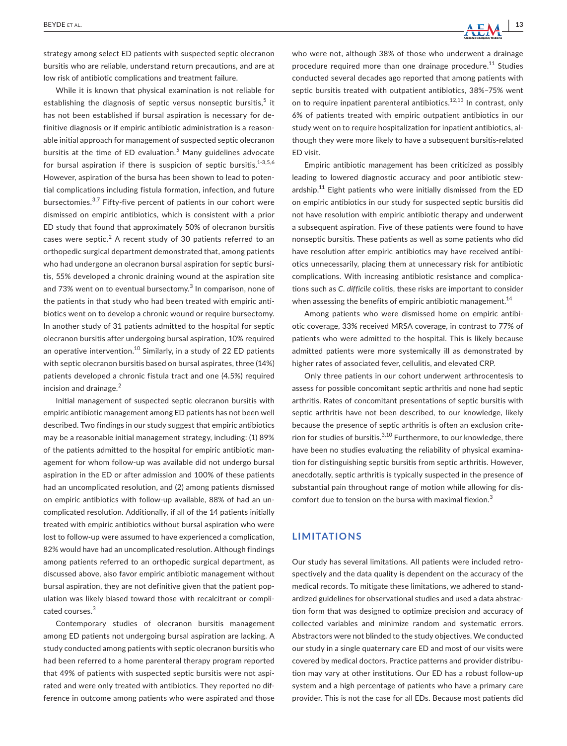strategy among select ED patients with suspected septic olecranon bursitis who are reliable, understand return precautions, and are at low risk of antibiotic complications and treatment failure.

While it is known that physical examination is not reliable for establishing the diagnosis of septic versus nonseptic bursitis,[5] it has not been established if bursal aspiration is necessary for definitive diagnosis or if empiric antibiotic administration is a reasonable initial approach for management of suspected septic olecranon bursitis at the time of ED evaluation.[5] Many guidelines advocate for bursal aspiration if there is suspicion of septic bursitis.[1-3,5,6] However, aspiration of the bursa has been shown to lead to potential complications including fistula formation, infection, and future bursectomies.[3,7] Fifty-five percent of patients in our cohort were dismissed on empiric antibiotics, which is consistent with a prior ED study that found that approximately 50% of olecranon bursitis cases were septic.[2] A recent study of 30 patients referred to an orthopedic surgical department demonstrated that, among patients who had undergone an olecranon bursal aspiration for septic bursitis, 55% developed a chronic draining wound at the aspiration site and 73% went on to eventual bursectomy.[3] In comparison, none of the patients in that study who had been treated with empiric antibiotics went on to develop a chronic wound or require bursectomy. In another study of 31 patients admitted to the hospital for septic olecranon bursitis after undergoing bursal aspiration, 10% required an operative intervention.[10] Similarly, in a study of 22 ED patients with septic olecranon bursitis based on bursal aspirates, three (14%) patients developed a chronic fistula tract and one (4.5%) required incision and drainage.[2]

Initial management of suspected septic olecranon bursitis with empiric antibiotic management among ED patients has not been well described. Two findings in our study suggest that empiric antibiotics may be a reasonable initial management strategy, including: (1) 89% of the patients admitted to the hospital for empiric antibiotic management for whom follow-up was available did not undergo bursal aspiration in the ED or after admission and 100% of these patients had an uncomplicated resolution, and (2) among patients dismissed on empiric antibiotics with follow-up available, 88% of had an uncomplicated resolution. Additionally, if all of the 14 patients initially treated with empiric antibiotics without bursal aspiration who were lost to follow-up were assumed to have experienced a complication, 82% would have had an uncomplicated resolution. Although findings among patients referred to an orthopedic surgical department, as discussed above, also favor empiric antibiotic management without bursal aspiration, they are not definitive given that the patient population was likely biased toward those with recalcitrant or complicated courses.[3]

Contemporary studies of olecranon bursitis management among ED patients not undergoing bursal aspiration are lacking. A study conducted among patients with septic olecranon bursitis who had been referred to a home parenteral therapy program reported that 49% of patients with suspected septic bursitis were not aspirated and were only treated with antibiotics. They reported no difference in outcome among patients who were aspirated and those who were not, although 38% of those who underwent a drainage procedure required more than one drainage procedure.[11] Studies conducted several decades ago reported that among patients with septic bursitis treated with outpatient antibiotics, 38%–75% went on to require inpatient parenteral antibiotics.[12,13] In contrast, only 6% of patients treated with empiric outpatient antibiotics in our study went on to require hospitalization for inpatient antibiotics, although they were more likely to have a subsequent bursitis-related ED visit.

Empiric antibiotic management has been criticized as possibly leading to lowered diagnostic accuracy and poor antibiotic stewardship.[11] Eight patients who were initially dismissed from the ED on empiric antibiotics in our study for suspected septic bursitis did not have resolution with empiric antibiotic therapy and underwent a subsequent aspiration. Five of these patients were found to have nonseptic bursitis. These patients as well as some patients who did have resolution after empiric antibiotics may have received antibiotics unnecessarily, placing them at unnecessary risk for antibiotic complications. With increasing antibiotic resistance and complications such as *C. difficile* colitis, these risks are important to consider when assessing the benefits of empiric antibiotic management.[14]

Among patients who were dismissed home on empiric antibiotic coverage, 33% received MRSA coverage, in contrast to 77% of patients who were admitted to the hospital. This is likely because admitted patients were more systemically ill as demonstrated by higher rates of associated fever, cellulitis, and elevated CRP.

Only three patients in our cohort underwent arthrocentesis to assess for possible concomitant septic arthritis and none had septic arthritis. Rates of concomitant presentations of septic bursitis with septic arthritis have not been described, to our knowledge, likely because the presence of septic arthritis is often an exclusion criterion for studies of bursitis.[3,10] Furthermore, to our knowledge, there have been no studies evaluating the reliability of physical examination for distinguishing septic bursitis from septic arthritis. However, anecdotally, septic arthritis is typically suspected in the presence of substantial pain throughout range of motion while allowing for discomfort due to tension on the bursa with maximal flexion.[3]

## LIMITATIONS

Our study has several limitations. All patients were included retrospectively and the data quality is dependent on the accuracy of the medical records. To mitigate these limitations, we adhered to standardized guidelines for observational studies and used a data abstraction form that was designed to optimize precision and accuracy of collected variables and minimize random and systematic errors. Abstractors were not blinded to the study objectives. We conducted our study in a single quaternary care ED and most of our visits were covered by medical doctors. Practice patterns and provider distribution may vary at other institutions. Our ED has a robust follow-up system and a high percentage of patients who have a primary care provider. This is not the case for all EDs. Because most patients did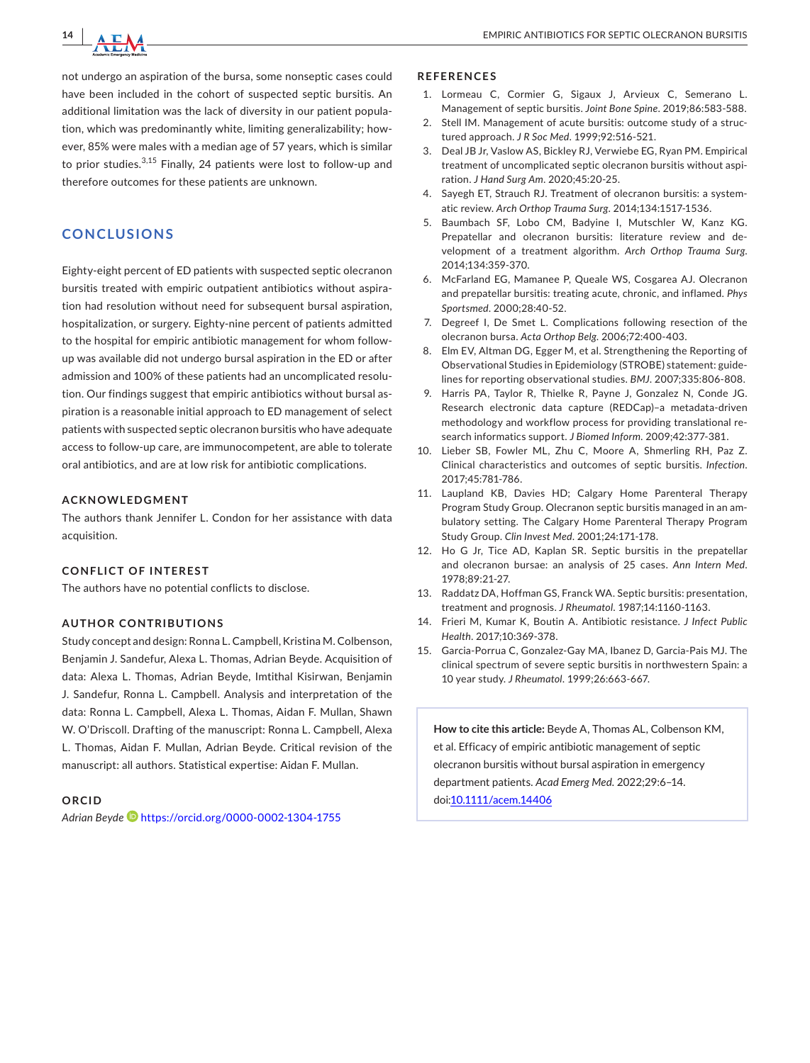not undergo an aspiration of the bursa, some nonseptic cases could have been included in the cohort of suspected septic bursitis. An additional limitation was the lack of diversity in our patient population, which was predominantly white, limiting generalizability; however, 85% were males with a median age of 57 years, which is similar to prior studies.[3,15] Finally, 24 patients were lost to follow-up and therefore outcomes for these patients are unknown.

## CONCLUSIONS

Eighty-eight percent of ED patients with suspected septic olecranon bursitis treated with empiric outpatient antibiotics without aspiration had resolution without need for subsequent bursal aspiration, hospitalization, or surgery. Eighty-nine percent of patients admitted to the hospital for empiric antibiotic management for whom follow-up was available did not undergo bursal aspiration in the ED or after admission and 100% of these patients had an uncomplicated resolution. Our findings suggest that empiric antibiotics without bursal aspiration is a reasonable initial approach to ED management of select patients with suspected septic olecranon bursitis who have adequate access to follow-up care, are immunocompetent, are able to tolerate oral antibiotics, and are at low risk for antibiotic complications.

### ACKNOWLEDGMENT

The authors thank Jennifer L. Condon for her assistance with data acquisition.

### CONFLICT OF INTEREST

The authors have no potential conflicts to disclose.

### AUTHOR CONTRIBUTIONS

Study concept and design: Ronna L. Campbell, Kristina M. Colbenson, Benjamin J. Sandefur, Alexa L. Thomas, Adrian Beyde. Acquisition of data: Alexa L. Thomas, Adrian Beyde, Imtithal Kisirwan, Benjamin J. Sandefur, Ronna L. Campbell. Analysis and interpretation of the data: Ronna L. Campbell, Alexa L. Thomas, Aidan F. Mullan, Shawn W. O'Driscoll. Drafting of the manuscript: Ronna L. Campbell, Alexa L. Thomas, Aidan F. Mullan, Adrian Beyde. Critical revision of the manuscript: all authors. Statistical expertise: Aidan F. Mullan.

### ORCID

*Adrian Beyde* https://orcid.org/0000-0002-1304-1755

## REFERENCES

1. Lormeau C, Cormier G, Sigaux J, Arvieux C, Semerano L. Management of septic bursitis. *Joint Bone Spine*. 2019;86:583-588.
2. Stell IM. Management of acute bursitis: outcome study of a structured approach. *J R Soc Med*. 1999;92:516-521.
3. Deal JB Jr, Vaslow AS, Bickley RJ, Verwiebe EG, Ryan PM. Empirical treatment of uncomplicated septic olecranon bursitis without aspiration. *J Hand Surg Am*. 2020;45:20-25.
4. Sayegh ET, Strauch RJ. Treatment of olecranon bursitis: a systematic review. *Arch Orthop Trauma Surg*. 2014;134:1517-1536.
5. Baumbach SF, Lobo CM, Badyine I, Mutschler W, Kanz KG. Prepatellar and olecranon bursitis: literature review and development of a treatment algorithm. *Arch Orthop Trauma Surg*. 2014;134:359-370.
6. McFarland EG, Mamanee P, Queale WS, Cosgarea AJ. Olecranon and prepatellar bursitis: treating acute, chronic, and inflamed. *Phys Sportsmed*. 2000;28:40-52.
7. Degreef I, De Smet L. Complications following resection of the olecranon bursa. *Acta Orthop Belg*. 2006;72:400-403.
8. Elm EV, Altman DG, Egger M, et al. Strengthening the Reporting of Observational Studies in Epidemiology (STROBE) statement: guidelines for reporting observational studies. *BMJ*. 2007;335:806-808.
9. Harris PA, Taylor R, Thielke R, Payne J, Gonzalez N, Conde JG. Research electronic data capture (REDCap)–a metadata-driven methodology and workflow process for providing translational research informatics support. *J Biomed Inform*. 2009;42:377-381.
10. Lieber SB, Fowler ML, Zhu C, Moore A, Shmerling RH, Paz Z. Clinical characteristics and outcomes of septic bursitis. *Infection*. 2017;45:781-786.
11. Laupland KB, Davies HD; Calgary Home Parenteral Therapy Program Study Group. Olecranon septic bursitis managed in an ambulatory setting. The Calgary Home Parenteral Therapy Program Study Group. *Clin Invest Med*. 2001;24:171-178.
12. Ho G Jr, Tice AD, Kaplan SR. Septic bursitis in the prepatellar and olecranon bursae: an analysis of 25 cases. *Ann Intern Med*. 1978;89:21-27.
13. Raddatz DA, Hoffman GS, Franck WA. Septic bursitis: presentation, treatment and prognosis. *J Rheumatol*. 1987;14:1160-1163.
14. Frieri M, Kumar K, Boutin A. Antibiotic resistance. *J Infect Public Health*. 2017;10:369-378.
15. Garcia-Porrua C, Gonzalez-Gay MA, Ibanez D, Garcia-Pais MJ. The clinical spectrum of severe septic bursitis in northwestern Spain: a 10 year study. *J Rheumatol*. 1999;26:663-667.

**How to cite this article:** Beyde A, Thomas AL, Colbenson KM, et al. Efficacy of empiric antibiotic management of septic olecranon bursitis without bursal aspiration in emergency department patients. *Acad Emerg Med*. 2022;29:6–14. doi:10.1111/acem.14406